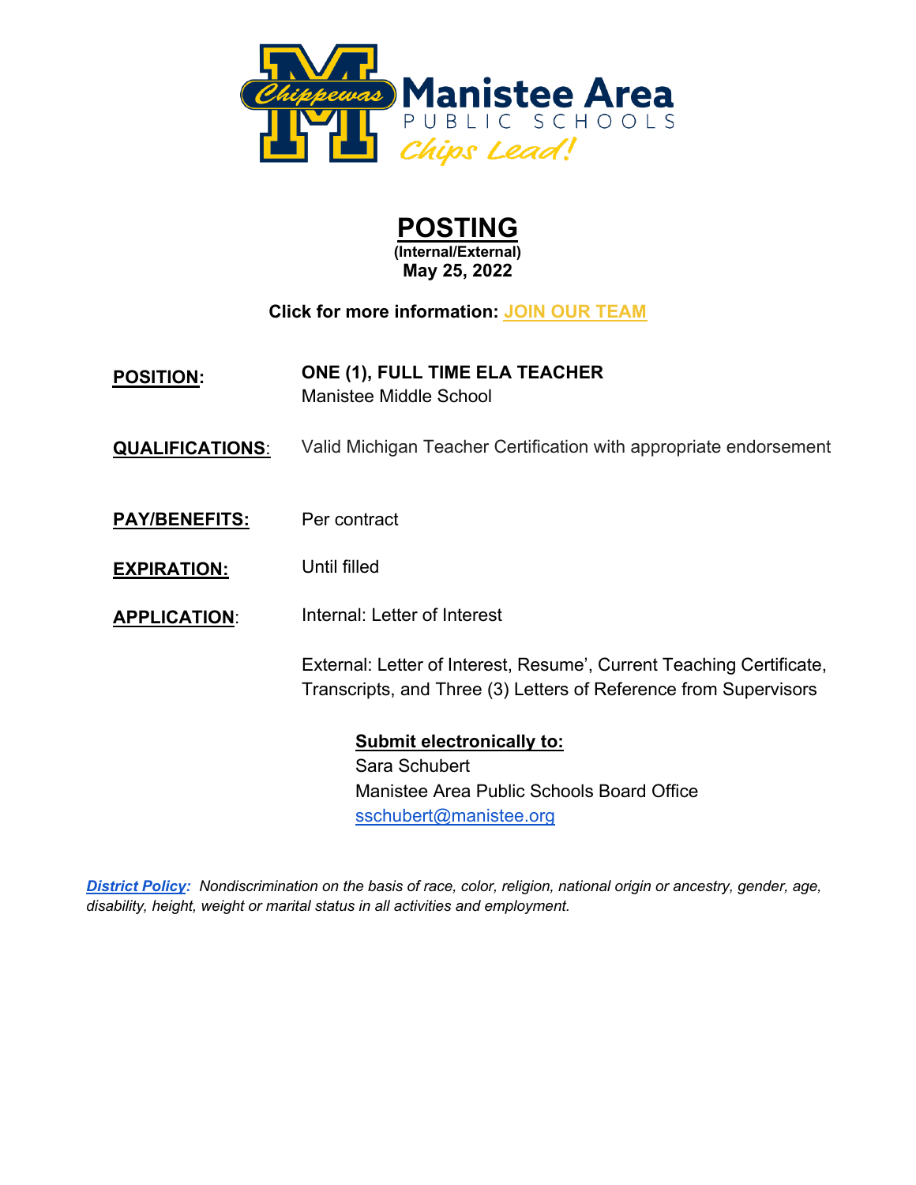# Manistee Area
PUBLIC SCHOOLS
*Chips Lead!*

# POSTING

**(Internal/External)**
**May 25, 2022**

**Click for more information: [JOIN OUR TEAM]**

**POSITION:** **ONE (1), FULL TIME ELA TEACHER**
Manistee Middle School

**QUALIFICATIONS:** Valid Michigan Teacher Certification with appropriate endorsement

**PAY/BENEFITS:** Per contract

**EXPIRATION:** Until filled

**APPLICATION:** Internal: Letter of Interest

External: Letter of Interest, Resume', Current Teaching Certificate, Transcripts, and Three (3) Letters of Reference from Supervisors

**Submit electronically to:**
Sara Schubert
Manistee Area Public Schools Board Office
sschubert@manistee.org

***District Policy:*** *Nondiscrimination on the basis of race, color, religion, national origin or ancestry, gender, age, disability, height, weight or marital status in all activities and employment.*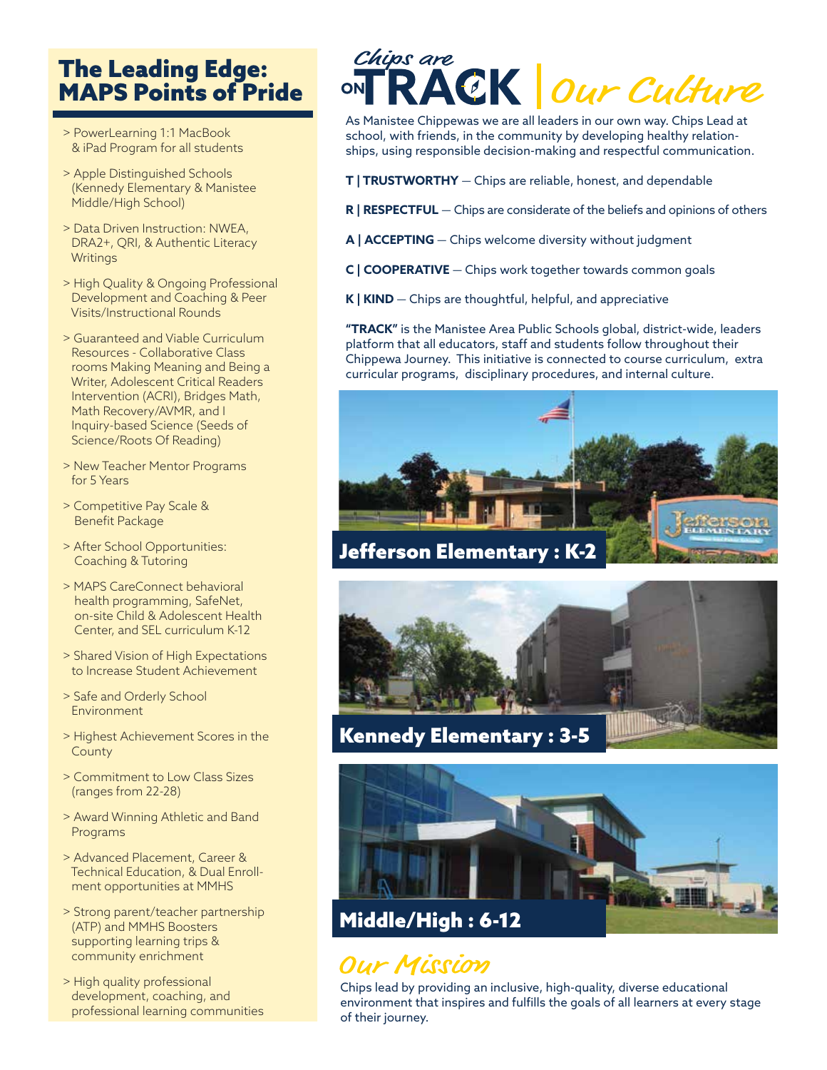## The Leading Edge: MAPS Points of Pride

- PowerLearning 1:1 MacBook & iPad Program for all students
- Apple Distinguished Schools (Kennedy Elementary & Manistee Middle/High School)
- Data Driven Instruction: NWEA, DRA2+, QRI, & Authentic Literacy Writings
- High Quality & Ongoing Professional Development and Coaching & Peer Visits/Instructional Rounds
- Guaranteed and Viable Curriculum Resources - Collaborative Class rooms Making Meaning and Being a Writer, Adolescent Critical Readers Intervention (ACRI), Bridges Math, Math Recovery/AVMR, and I Inquiry-based Science (Seeds of Science/Roots Of Reading)
- New Teacher Mentor Programs for 5 Years
- Competitive Pay Scale & Benefit Package
- After School Opportunities: Coaching & Tutoring
- MAPS CareConnect behavioral health programming, SafeNet, on-site Child & Adolescent Health Center, and SEL curriculum K-12
- Shared Vision of High Expectations to Increase Student Achievement
- Safe and Orderly School Environment
- Highest Achievement Scores in the County
- Commitment to Low Class Sizes (ranges from 22-28)
- Award Winning Athletic and Band Programs
- Advanced Placement, Career & Technical Education, & Dual Enrollment opportunities at MMHS
- Strong parent/teacher partnership (ATP) and MMHS Boosters supporting learning trips & community enrichment
- High quality professional development, coaching, and professional learning communities

## Chips are ON TRACK | *Our Culture*

As Manistee Chippewas we are all leaders in our own way. Chips Lead at school, with friends, in the community by developing healthy relationships, using responsible decision-making and respectful communication.

**T | TRUSTWORTHY** — Chips are reliable, honest, and dependable

**R | RESPECTFUL** — Chips are considerate of the beliefs and opinions of others

**A | ACCEPTING** — Chips welcome diversity without judgment

**C | COOPERATIVE** — Chips work together towards common goals

**K | KIND** — Chips are thoughtful, helpful, and appreciative

**"TRACK"** is the Manistee Area Public Schools global, district-wide, leaders platform that all educators, staff and students follow throughout their Chippewa Journey. This initiative is connected to course curriculum, extra curricular programs, disciplinary procedures, and internal culture.

**Jefferson Elementary : K-2**

**Kennedy Elementary : 3-5**

**Middle/High : 6-12**

## *Our Mission*

Chips lead by providing an inclusive, high-quality, diverse educational environment that inspires and fulfills the goals of all learners at every stage of their journey.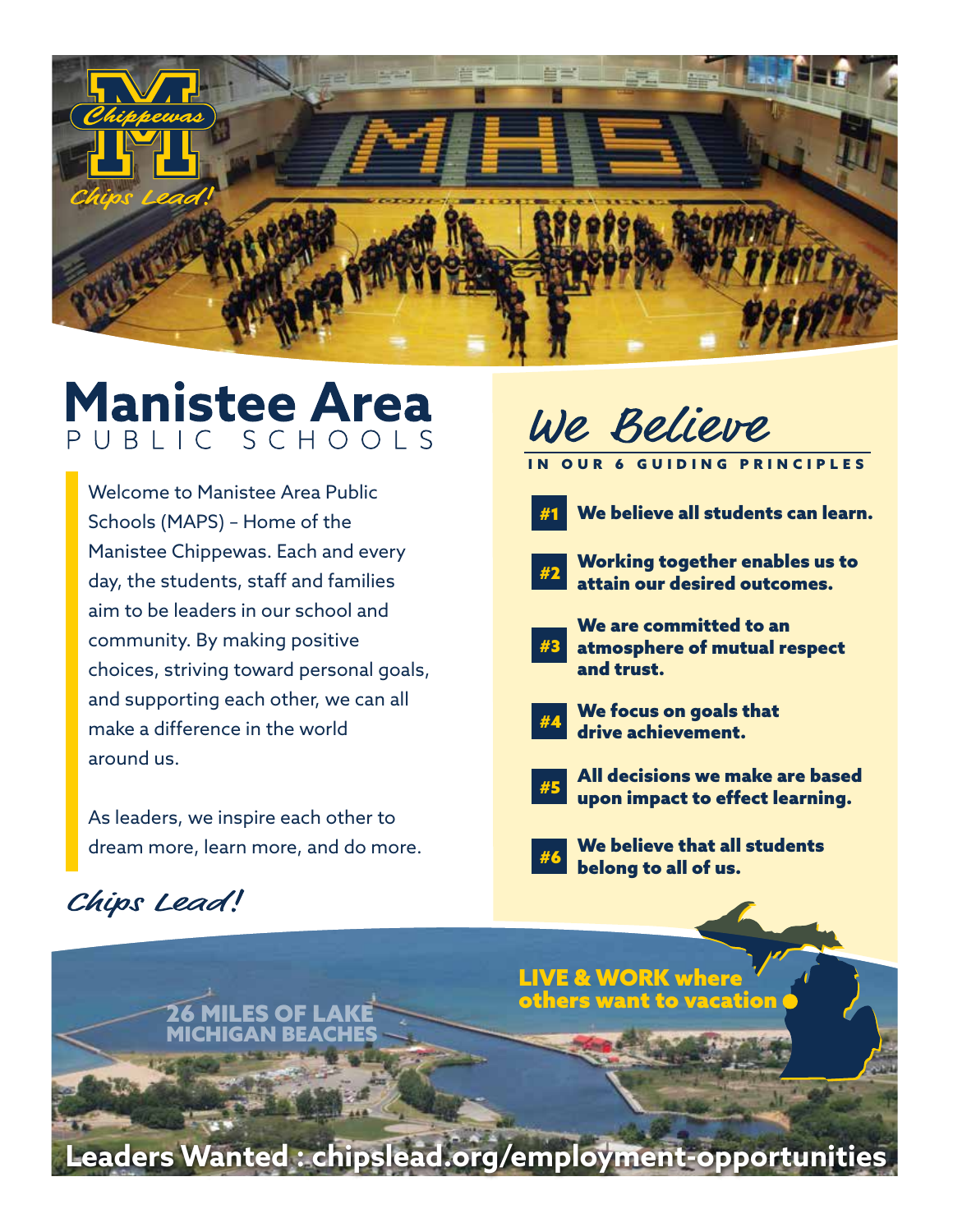# Manistee Area
## PUBLIC SCHOOLS

Welcome to Manistee Area Public Schools (MAPS) – Home of the Manistee Chippewas. Each and every day, the students, staff and families aim to be leaders in our school and community. By making positive choices, striving toward personal goals, and supporting each other, we can all make a difference in the world around us.

As leaders, we inspire each other to dream more, learn more, and do more.

*Chips Lead!*

## We Believe

**IN OUR 6 GUIDING PRINCIPLES**

**#1** **We believe all students can learn.**

**#2** **Working together enables us to attain our desired outcomes.**

**#3** **We are committed to an atmosphere of mutual respect and trust.**

**#4** **We focus on goals that drive achievement.**

**#5** **All decisions we make are based upon impact to effect learning.**

**#6** **We believe that all students belong to all of us.**

26 MILES OF LAKE MICHIGAN BEACHES

LIVE & WORK where others want to vacation

**Leaders Wanted : chipslead.org/employment-opportunities**